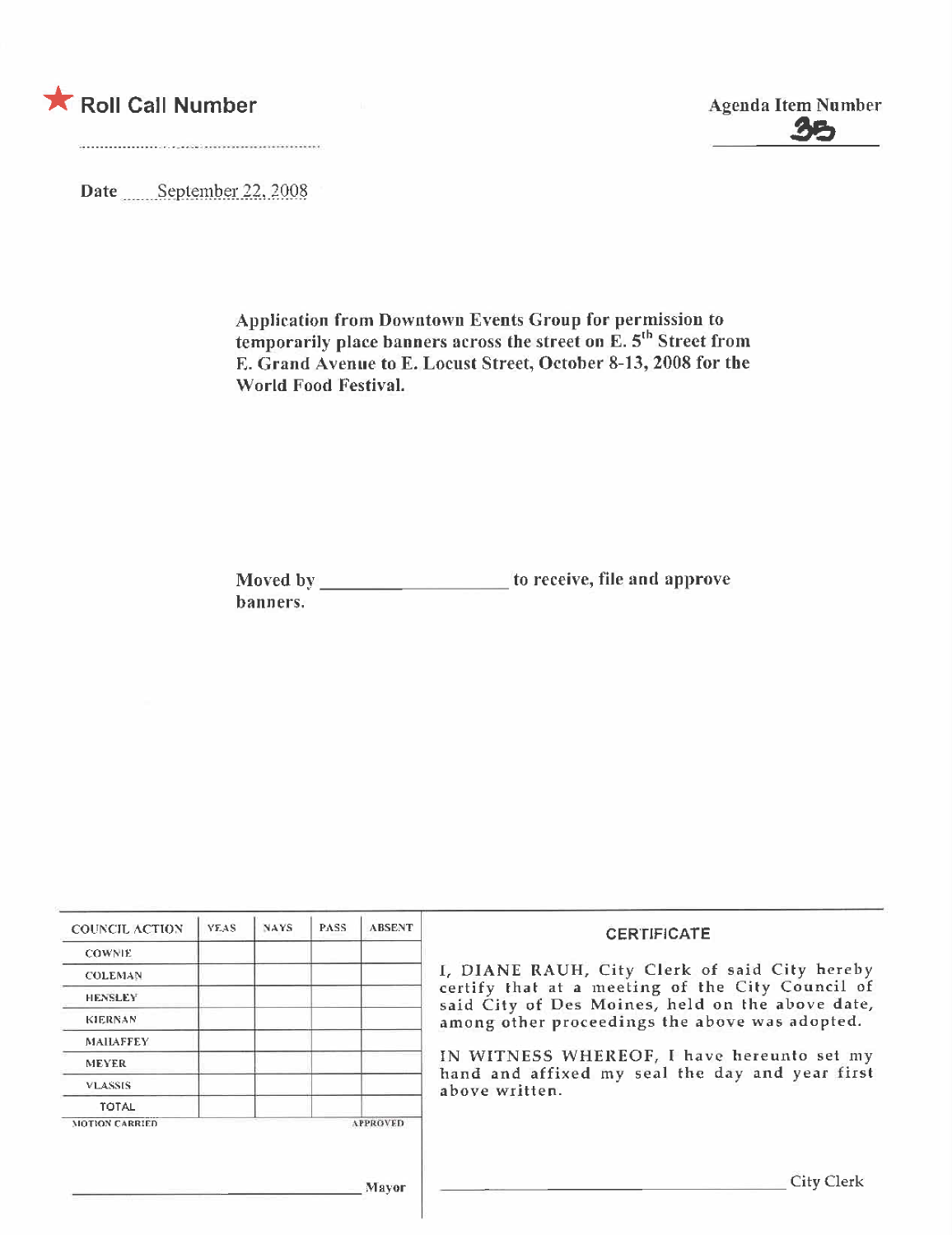★ Roll Call Number

Agenda Item Number

35

Date September 22, 2008

**Application from Downtown Events Group for permission to temporarily place banners across the street on E. 5th Street from E. Grand Avenue to E. Locust Street, October 8-13, 2008 for the World Food Festival.**

**Moved by ____________________ to receive, file and approve banners.**

| COUNCIL ACTION | YEAS | NAYS | PASS | ABSENT |
| --- | --- | --- | --- | --- |
| COWNIE | | | | |
| COLEMAN | | | | |
| HENSLEY | | | | |
| KIERNAN | | | | |
| MAHAFFEY | | | | |
| MEYER | | | | |
| VLASSIS | | | | |
| TOTAL | | | | |

MOTION CARRIED APPROVED

____________________ Mayor

**CERTIFICATE**

I, DIANE RAUH, City Clerk of said City hereby certify that at a meeting of the City Council of said City of Des Moines, held on the above date, among other proceedings the above was adopted.

IN WITNESS WHEREOF, I have hereunto set my hand and affixed my seal the day and year first above written.

____________________ City Clerk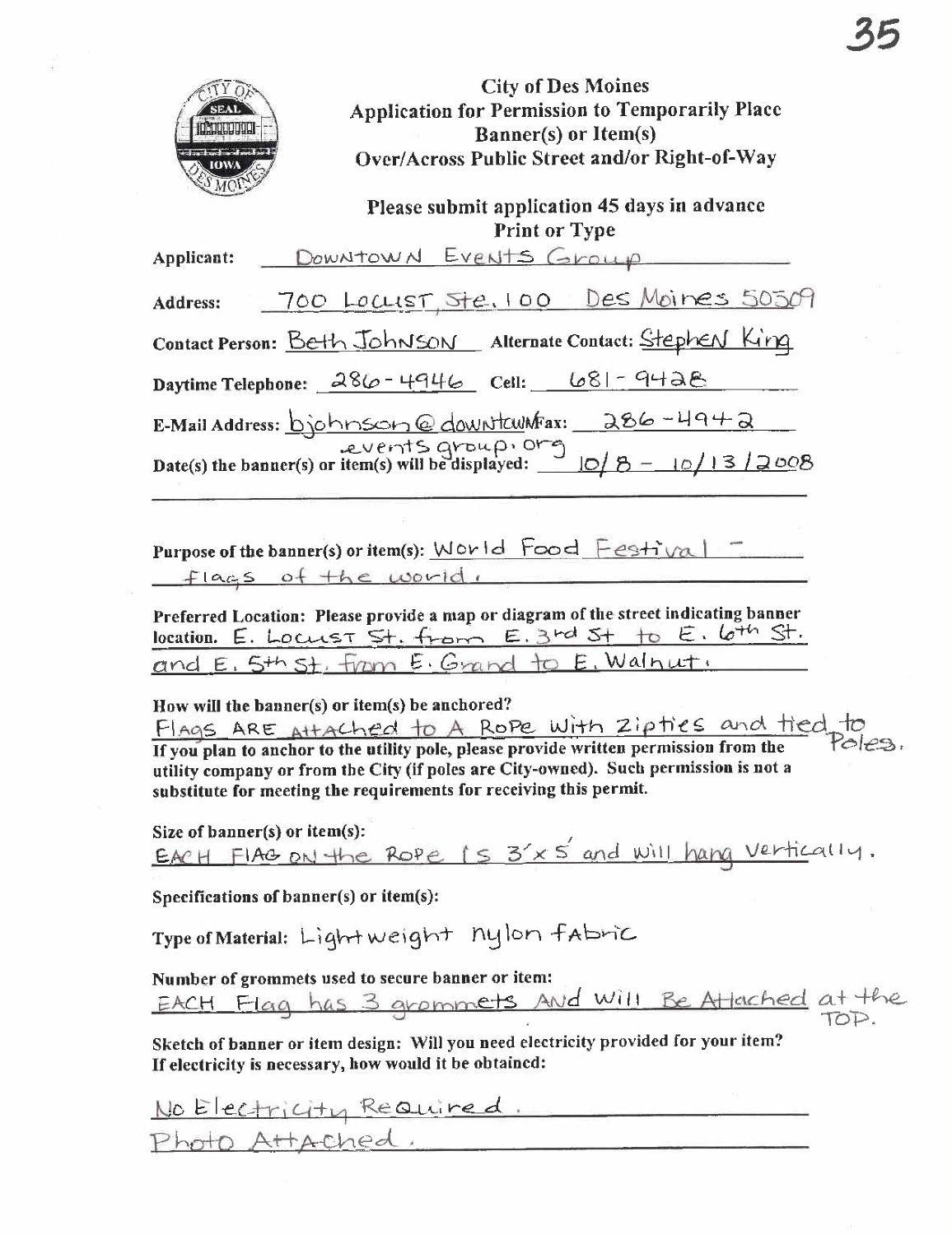# City of Des Moines
## Application for Permission to Temporarily Place Banner(s) or Item(s) Over/Across Public Street and/or Right-of-Way

**Please submit application 45 days in advance**
**Print or Type**

**Applicant:** DOWNTOWN EVENTS Group

**Address:** 700 Locust, Ste. 100 Des Moines 50309

**Contact Person:** Beth Johnson **Alternate Contact:** Stephen King

**Daytime Telephone:** 286-4946 **Cell:** 681-9428

**E-Mail Address:** bjohnson@downtownevents group.org **Fax:** 286-4942

**Date(s) the banner(s) or item(s) will be displayed:** 10/8 - 10/13/2008

**Purpose of the banner(s) or item(s):** World Food Festival - flags of the world.

**Preferred Location: Please provide a map or diagram of the street indicating banner location.** E. Locust St. from E. 3rd St to E. 6th St. and E. 5th St. from E. Grand to E. Walnut.

**How will the banner(s) or item(s) be anchored?**
FLAGS ARE Attached to A Rope With Zipties and tied to Poles.

**If you plan to anchor to the utility pole, please provide written permission from the utility company or from the City (if poles are City-owned). Such permission is not a substitute for meeting the requirements for receiving this permit.**

**Size of banner(s) or item(s):**
EACH FLAG ON the Rope is 3' x 5' and will hang vertically.

**Specifications of banner(s) or item(s):**

**Type of Material:** Lightweight nylon fabric

**Number of grommets used to secure banner or item:**
EACH Flag has 3 grommets AND Will Be Attached at the TOP.

**Sketch of banner or item design: Will you need electricity provided for your item? If electricity is necessary, how would it be obtained:**

No Electricity Required.
Photo Attached.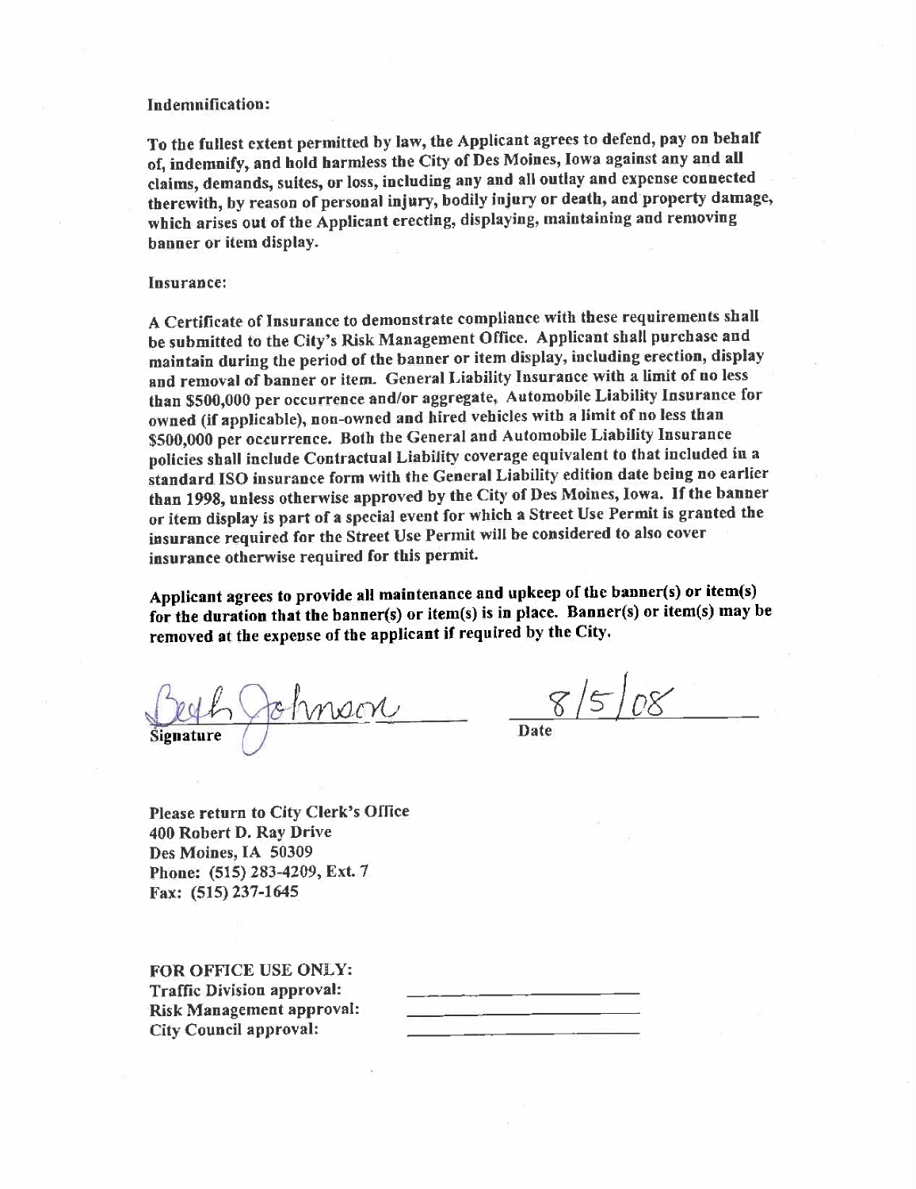Indemnification:

To the fullest extent permitted by law, the Applicant agrees to defend, pay on behalf of, indemnify, and hold harmless the City of Des Moines, Iowa against any and all claims, demands, suites, or loss, including any and all outlay and expense connected therewith, by reason of personal injury, bodily injury or death, and property damage, which arises out of the Applicant erecting, displaying, maintaining and removing banner or item display.

Insurance:

A Certificate of Insurance to demonstrate compliance with these requirements shall be submitted to the City's Risk Management Office. Applicant shall purchase and maintain during the period of the banner or item display, including erection, display and removal of banner or item. General Liability Insurance with a limit of no less than $500,000 per occurrence and/or aggregate, Automobile Liability Insurance for owned (if applicable), non-owned and hired vehicles with a limit of no less than $500,000 per occurrence. Both the General and Automobile Liability Insurance policies shall include Contractual Liability coverage equivalent to that included in a standard ISO insurance form with the General Liability edition date being no earlier than 1998, unless otherwise approved by the City of Des Moines, Iowa. If the banner or item display is part of a special event for which a Street Use Permit is granted the insurance required for the Street Use Permit will be considered to also cover insurance otherwise required for this permit.

**Applicant agrees to provide all maintenance and upkeep of the banner(s) or item(s) for the duration that the banner(s) or item(s) is in place. Banner(s) or item(s) may be removed at the expense of the applicant if required by the City.**

Beth Johnson
Signature

8/5/08
Date

Please return to City Clerk's Office
400 Robert D. Ray Drive
Des Moines, IA 50309
Phone: (515) 283-4209, Ext. 7
Fax: (515) 237-1645

FOR OFFICE USE ONLY:
Traffic Division approval: ____________________
Risk Management approval: ____________________
City Council approval: ____________________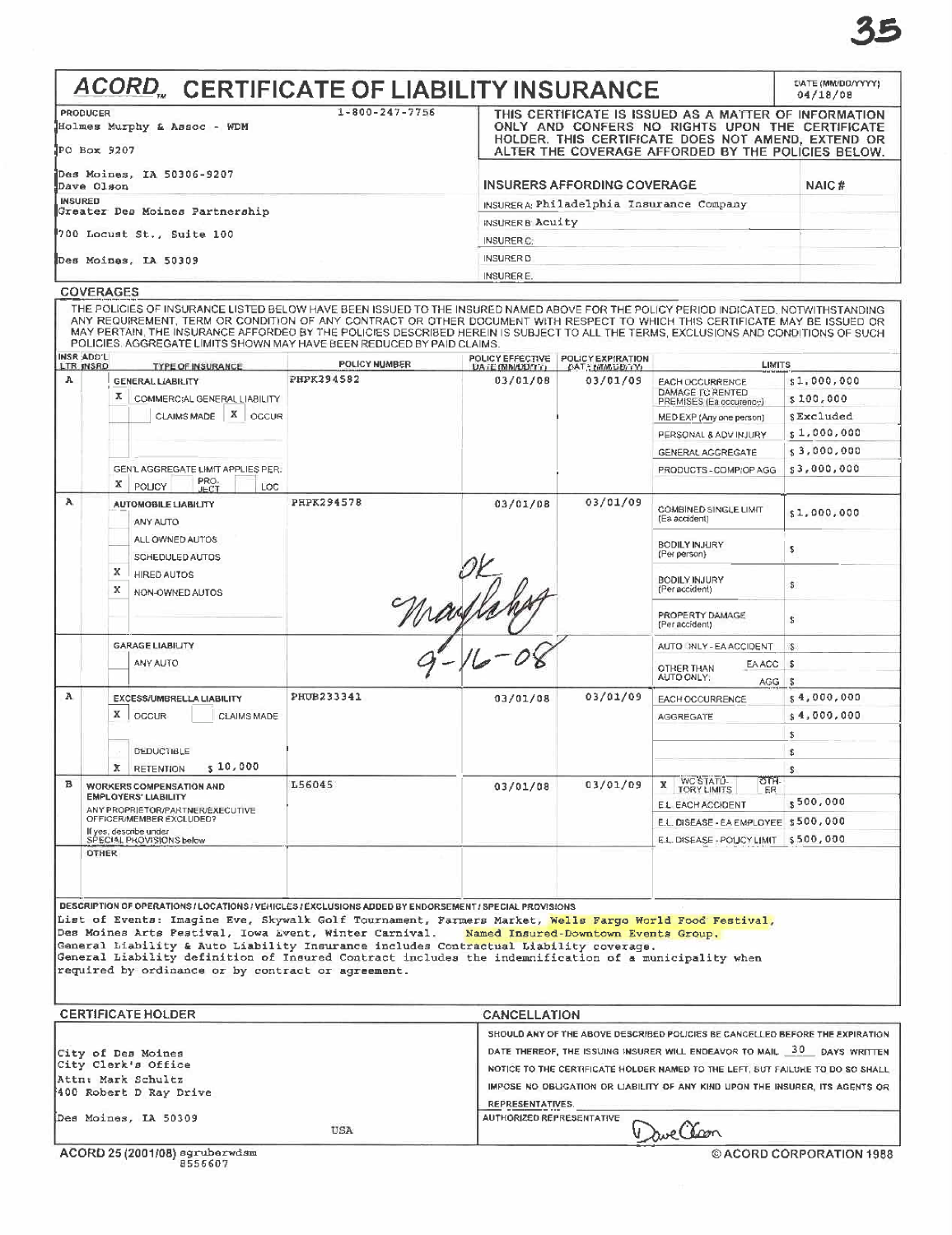# ACORD™ CERTIFICATE OF LIABILITY INSURANCE

DATE (MM/DD/YYYY): 04/18/08

**PRODUCER** 1-800-247-7756
Holmes Murphy & Assoc - WDM
PO Box 9207
Des Moines, IA 50306-9207
Dave Olson

THIS CERTIFICATE IS ISSUED AS A MATTER OF INFORMATION ONLY AND CONFERS NO RIGHTS UPON THE CERTIFICATE HOLDER. THIS CERTIFICATE DOES NOT AMEND, EXTEND OR ALTER THE COVERAGE AFFORDED BY THE POLICIES BELOW.

**INSURED**
Greater Des Moines Partnership
700 Locust St., Suite 100
Des Moines, IA 50309

| INSURERS AFFORDING COVERAGE | NAIC # |
|---|---|
| INSURER A: Philadelphia Insurance Company | |
| INSURER B: Acuity | |
| INSURER C: | |
| INSURER D: | |
| INSURER E: | |

## COVERAGES

THE POLICIES OF INSURANCE LISTED BELOW HAVE BEEN ISSUED TO THE INSURED NAMED ABOVE FOR THE POLICY PERIOD INDICATED. NOTWITHSTANDING ANY REQUIREMENT, TERM OR CONDITION OF ANY CONTRACT OR OTHER DOCUMENT WITH RESPECT TO WHICH THIS CERTIFICATE MAY BE ISSUED OR MAY PERTAIN, THE INSURANCE AFFORDED BY THE POLICIES DESCRIBED HEREIN IS SUBJECT TO ALL THE TERMS, EXCLUSIONS AND CONDITIONS OF SUCH POLICIES. AGGREGATE LIMITS SHOWN MAY HAVE BEEN REDUCED BY PAID CLAIMS.

| INSR LTR | ADD'L INSRD | TYPE OF INSURANCE | POLICY NUMBER | POLICY EFFECTIVE DATE (MM/DD/YY) | POLICY EXPIRATION DATE (MM/DD/YY) | LIMITS | |
|---|---|---|---|---|---|---|---|
| A | | GENERAL LIABILITY | PHPK294582 | 03/01/08 | 03/01/09 | EACH OCCURRENCE | $1,000,000 |
| | | X COMMERCIAL GENERAL LIABILITY | | | | DAMAGE TO RENTED PREMISES (Ea occurence) | $100,000 |
| | | CLAIMS MADE X OCCUR | | | | MED EXP (Any one person) | $Excluded |
| | | | | | | PERSONAL & ADV INJURY | $1,000,000 |
| | | | | | | GENERAL AGGREGATE | $3,000,000 |
| | | GEN'L AGGREGATE LIMIT APPLIES PER: X POLICY PRO-JECT LOC | | | | PRODUCTS - COMP/OP AGG | $3,000,000 |
| A | | AUTOMOBILE LIABILITY | PHPK294578 | 03/01/08 | 03/01/09 | COMBINED SINGLE LIMIT (Ea accident) | $1,000,000 |
| | | ANY AUTO | | | | | |
| | | ALL OWNED AUTOS | | | | BODILY INJURY (Per person) | $ |
| | | SCHEDULED AUTOS | | | | | |
| | | X HIRED AUTOS | | | | BODILY INJURY (Per accident) | $ |
| | | X NON-OWNED AUTOS | | | | | |
| | | | | | | PROPERTY DAMAGE (Per accident) | $ |
| | | GARAGE LIABILITY | | | | AUTO ONLY - EA ACCIDENT | $ |
| | | ANY AUTO | | | | OTHER THAN AUTO ONLY: EA ACC | $ |
| | | | | | | AGG | $ |
| A | | EXCESS/UMBRELLA LIABILITY | PHUB233341 | 03/01/08 | 03/01/09 | EACH OCCURRENCE | $4,000,000 |
| | | X OCCUR CLAIMS MADE | | | | AGGREGATE | $4,000,000 |
| | | | | | | | $ |
| | | DEDUCTIBLE | | | | | $ |
| | | X RETENTION $10,000 | | | | | $ |
| B | | WORKERS COMPENSATION AND EMPLOYERS' LIABILITY | L56045 | 03/01/08 | 03/01/09 | X WC STATUTORY LIMITS / OTH-ER | |
| | | ANY PROPRIETOR/PARTNER/EXECUTIVE OFFICER/MEMBER EXCLUDED? | | | | E.L. EACH ACCIDENT | $500,000 |
| | | If yes, describe under SPECIAL PROVISIONS below | | | | E.L. DISEASE - EA EMPLOYEE | $500,000 |
| | | | | | | E.L. DISEASE - POLICY LIMIT | $500,000 |
| | | OTHER | | | | | |

OK
Maylahy
9-16-08

**DESCRIPTION OF OPERATIONS / LOCATIONS / VEHICLES / EXCLUSIONS ADDED BY ENDORSEMENT / SPECIAL PROVISIONS**

List of Events: Imagine Eve, Skywalk Golf Tournament, Farmers Market, Wells Fargo World Food Festival, Des Moines Arts Festival, Iowa Event, Winter Carnival. Named Insured-Downtown Events Group.
General Liability & Auto Liability Insurance includes Contractual Liability coverage.
General Liability definition of Insured Contract includes the indemnification of a municipality when required by ordinance or by contract or agreement.

**CERTIFICATE HOLDER**

City of Des Moines
City Clerk's Office
Attn: Mark Schultz
400 Robert D Ray Drive
Des Moines, IA 50309
USA

**CANCELLATION**

SHOULD ANY OF THE ABOVE DESCRIBED POLICIES BE CANCELLED BEFORE THE EXPIRATION DATE THEREOF, THE ISSUING INSURER WILL ENDEAVOR TO MAIL 30 DAYS WRITTEN NOTICE TO THE CERTIFICATE HOLDER NAMED TO THE LEFT, BUT FAILURE TO DO SO SHALL IMPOSE NO OBLIGATION OR LIABILITY OF ANY KIND UPON THE INSURER, ITS AGENTS OR REPRESENTATIVES.

AUTHORIZED REPRESENTATIVE: Dave Olson

ACORD 25 (2001/08) agruberwdsm 8556607

© ACORD CORPORATION 1988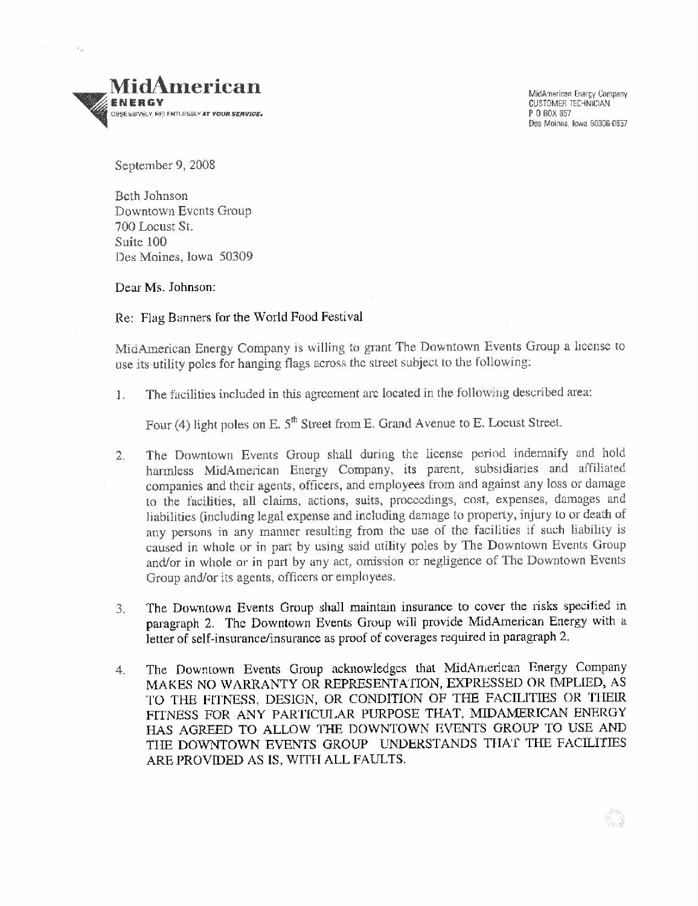**MidAmerican**
**ENERGY**
OBSESSIVELY, RELENTLESSLY *AT YOUR SERVICE.*

MidAmerican Energy Company
CUSTOMER TECHNICIAN
P O BOX 657
Des Moines, Iowa 50306-0657

September 9, 2008

Beth Johnson
Downtown Events Group
700 Locust St.
Suite 100
Des Moines, Iowa 50309

Dear Ms. Johnson:

Re: Flag Banners for the World Food Festival

MidAmerican Energy Company is willing to grant The Downtown Events Group a license to use its utility poles for hanging flags across the street subject to the following:

1. The facilities included in this agreement are located in the following described area:

   Four (4) light poles on E. 5th Street from E. Grand Avenue to E. Locust Street.

2. The Downtown Events Group shall during the license period indemnify and hold harmless MidAmerican Energy Company, its parent, subsidiaries and affiliated companies and their agents, officers, and employees from and against any loss or damage to the facilities, all claims, actions, suits, proceedings, cost, expenses, damages and liabilities (including legal expense and including damage to property, injury to or death of any persons in any manner resulting from the use of the facilities if such liability is caused in whole or in part by using said utility poles by The Downtown Events Group and/or in whole or in part by any act, omission or negligence of The Downtown Events Group and/or its agents, officers or employees.

3. The Downtown Events Group shall maintain insurance to cover the risks specified in paragraph 2. The Downtown Events Group will provide MidAmerican Energy with a letter of self-insurance/insurance as proof of coverages required in paragraph 2.

4. The Downtown Events Group acknowledges that MidAmerican Energy Company MAKES NO WARRANTY OR REPRESENTATION, EXPRESSED OR IMPLIED, AS TO THE FITNESS, DESIGN, OR CONDITION OF THE FACILITIES OR THEIR FITNESS FOR ANY PARTICULAR PURPOSE THAT, MIDAMERICAN ENERGY HAS AGREED TO ALLOW THE DOWNTOWN EVENTS GROUP TO USE AND THE DOWNTOWN EVENTS GROUP UNDERSTANDS THAT THE FACILITIES ARE PROVIDED AS IS, WITH ALL FAULTS.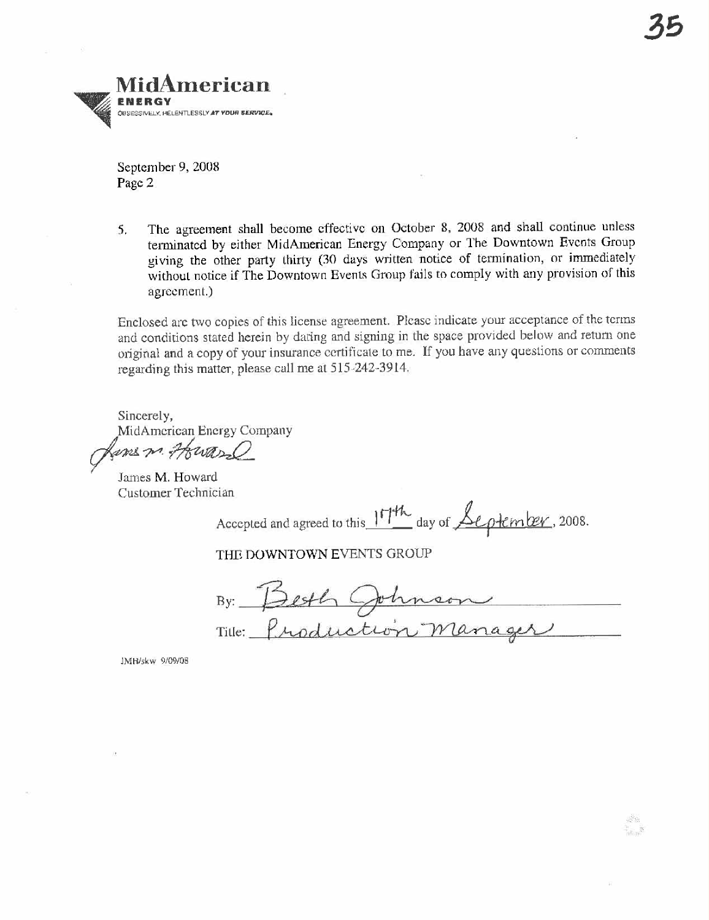**MidAmerican**
**ENERGY**
OBSESSIVELY, RELENTLESSLY *AT YOUR SERVICE.*

September 9, 2008
Page 2

5. The agreement shall become effective on October 8, 2008 and shall continue unless terminated by either MidAmerican Energy Company or The Downtown Events Group giving the other party thirty (30 days written notice of termination, or immediately without notice if The Downtown Events Group fails to comply with any provision of this agreement.)

Enclosed are two copies of this license agreement. Please indicate your acceptance of the terms and conditions stated herein by dating and signing in the space provided below and return one original and a copy of your insurance certificate to me. If you have any questions or comments regarding this matter, please call me at 515-242-3914.

Sincerely,
MidAmerican Energy Company

James M. Howard
Customer Technician

Accepted and agreed to this 17th day of September, 2008.

THE DOWNTOWN EVENTS GROUP

By: Beth Johnson

Title: Production Manager

JMH/skw 9/09/08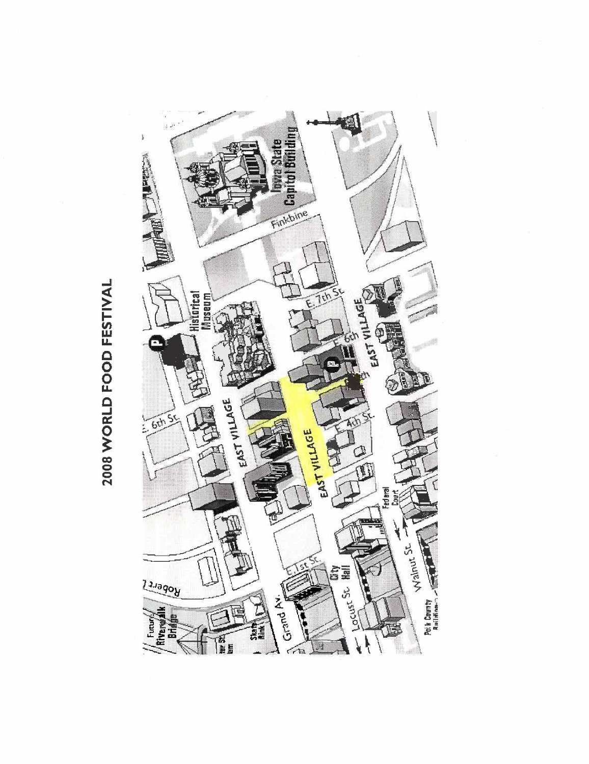# 2008 WORLD FOOD FESTIVAL

Future Riverwalk Bridge

Robert D.

Skate Rink

Grand Av.

Locust St.

Walnut St.

City Hall

Polk County Building

Federal Court

E. 1st St.

E. 4th St.

E. 6th St.

E. 7th St.

Finkbine

EAST VILLAGE

EAST VILLAGE

EAST VILLAGE

Historical Museum

Iowa State Capitol Building

P

P